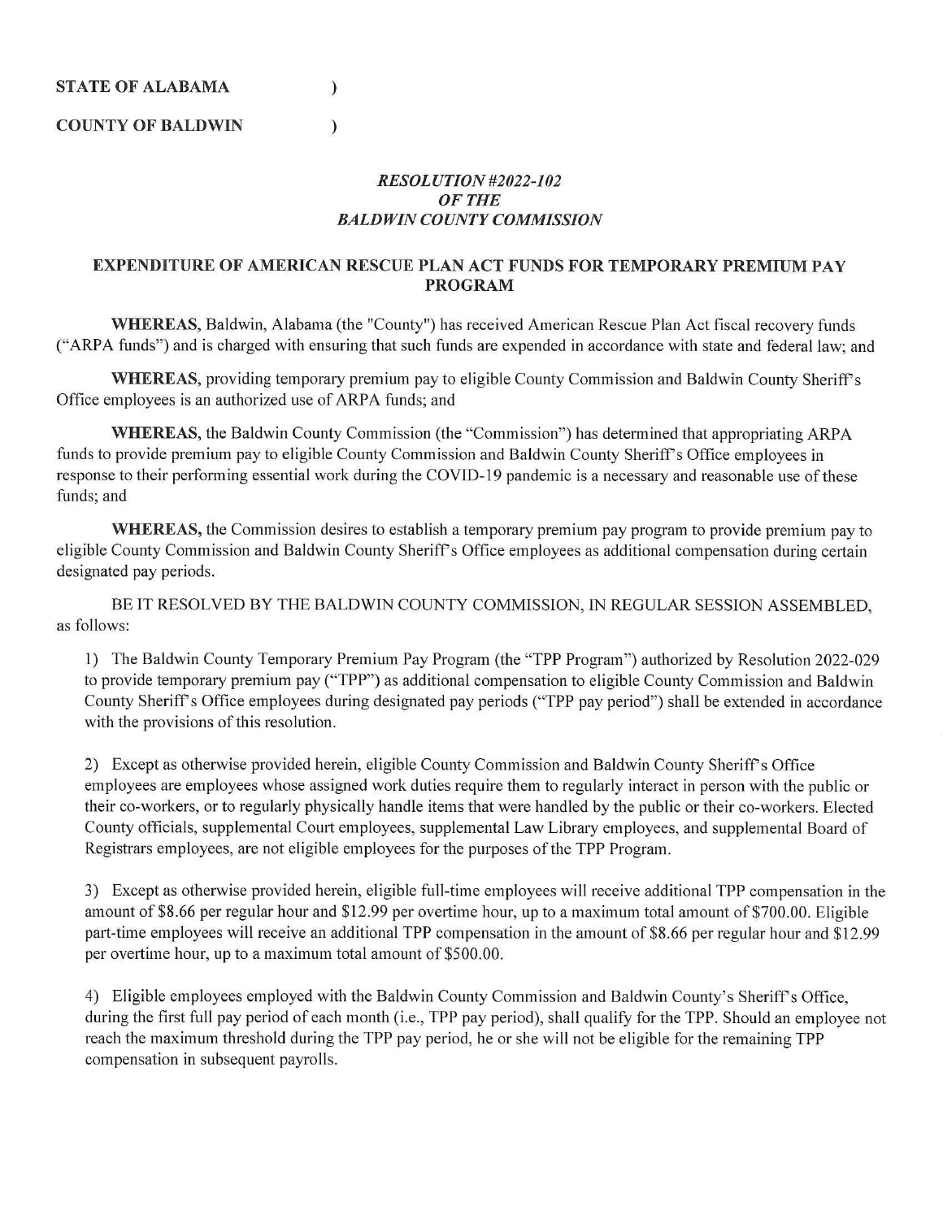**STATE OF ALABAMA )**

**COUNTY OF BALDWIN )**

***RESOLUTION #2022-102***
***OF THE***
***BALDWIN COUNTY COMMISSION***

## EXPENDITURE OF AMERICAN RESCUE PLAN ACT FUNDS FOR TEMPORARY PREMIUM PAY PROGRAM

**WHEREAS,** Baldwin, Alabama (the "County") has received American Rescue Plan Act fiscal recovery funds ("ARPA funds") and is charged with ensuring that such funds are expended in accordance with state and federal law; and

**WHEREAS,** providing temporary premium pay to eligible County Commission and Baldwin County Sheriff's Office employees is an authorized use of ARPA funds; and

**WHEREAS,** the Baldwin County Commission (the "Commission") has determined that appropriating ARPA funds to provide premium pay to eligible County Commission and Baldwin County Sheriff's Office employees in response to their performing essential work during the COVID-19 pandemic is a necessary and reasonable use of these funds; and

**WHEREAS,** the Commission desires to establish a temporary premium pay program to provide premium pay to eligible County Commission and Baldwin County Sheriff's Office employees as additional compensation during certain designated pay periods.

BE IT RESOLVED BY THE BALDWIN COUNTY COMMISSION, IN REGULAR SESSION ASSEMBLED, as follows:

1) The Baldwin County Temporary Premium Pay Program (the "TPP Program") authorized by Resolution 2022-029 to provide temporary premium pay ("TPP") as additional compensation to eligible County Commission and Baldwin County Sheriff's Office employees during designated pay periods ("TPP pay period") shall be extended in accordance with the provisions of this resolution.

2) Except as otherwise provided herein, eligible County Commission and Baldwin County Sheriff's Office employees are employees whose assigned work duties require them to regularly interact in person with the public or their co-workers, or to regularly physically handle items that were handled by the public or their co-workers. Elected County officials, supplemental Court employees, supplemental Law Library employees, and supplemental Board of Registrars employees, are not eligible employees for the purposes of the TPP Program.

3) Except as otherwise provided herein, eligible full-time employees will receive additional TPP compensation in the amount of $8.66 per regular hour and $12.99 per overtime hour, up to a maximum total amount of $700.00. Eligible part-time employees will receive an additional TPP compensation in the amount of $8.66 per regular hour and $12.99 per overtime hour, up to a maximum total amount of $500.00.

4) Eligible employees employed with the Baldwin County Commission and Baldwin County's Sheriff's Office, during the first full pay period of each month (i.e., TPP pay period), shall qualify for the TPP. Should an employee not reach the maximum threshold during the TPP pay period, he or she will not be eligible for the remaining TPP compensation in subsequent payrolls.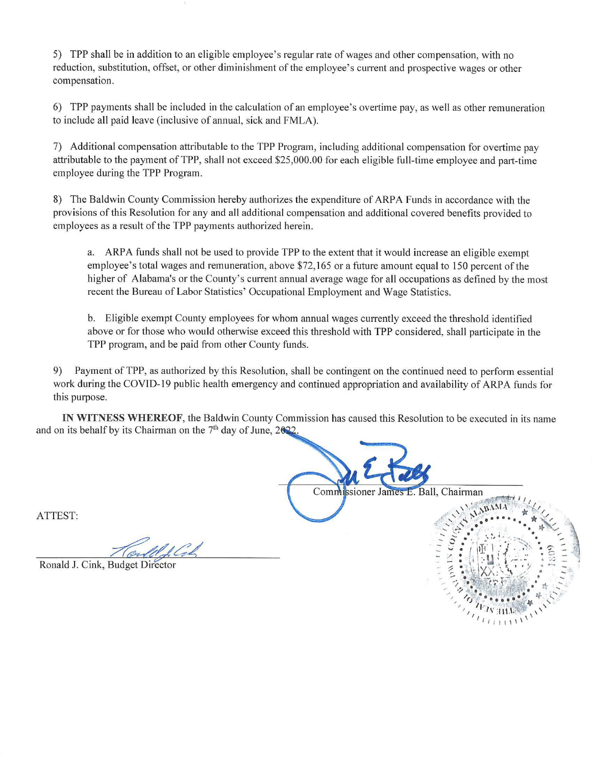5) TPP shall be in addition to an eligible employee's regular rate of wages and other compensation, with no reduction, substitution, offset, or other diminishment of the employee's current and prospective wages or other compensation.

6) TPP payments shall be included in the calculation of an employee's overtime pay, as well as other remuneration to include all paid leave (inclusive of annual, sick and FMLA).

7) Additional compensation attributable to the TPP Program, including additional compensation for overtime pay attributable to the payment of TPP, shall not exceed $25,000.00 for each eligible full-time employee and part-time employee during the TPP Program.

8) The Baldwin County Commission hereby authorizes the expenditure of ARPA Funds in accordance with the provisions of this Resolution for any and all additional compensation and additional covered benefits provided to employees as a result of the TPP payments authorized herein.

  a. ARPA funds shall not be used to provide TPP to the extent that it would increase an eligible exempt employee's total wages and remuneration, above $72,165 or a future amount equal to 150 percent of the higher of Alabama's or the County's current annual average wage for all occupations as defined by the most recent the Bureau of Labor Statistics' Occupational Employment and Wage Statistics.

  b. Eligible exempt County employees for whom annual wages currently exceed the threshold identified above or for those who would otherwise exceed this threshold with TPP considered, shall participate in the TPP program, and be paid from other County funds.

9) Payment of TPP, as authorized by this Resolution, shall be contingent on the continued need to perform essential work during the COVID-19 public health emergency and continued appropriation and availability of ARPA funds for this purpose.

**IN WITNESS WHEREOF**, the Baldwin County Commission has caused this Resolution to be executed in its name and on its behalf by its Chairman on the 7th day of June, 2022.

Commissioner James E. Ball, Chairman

ATTEST:

Ronald J. Cink, Budget Director